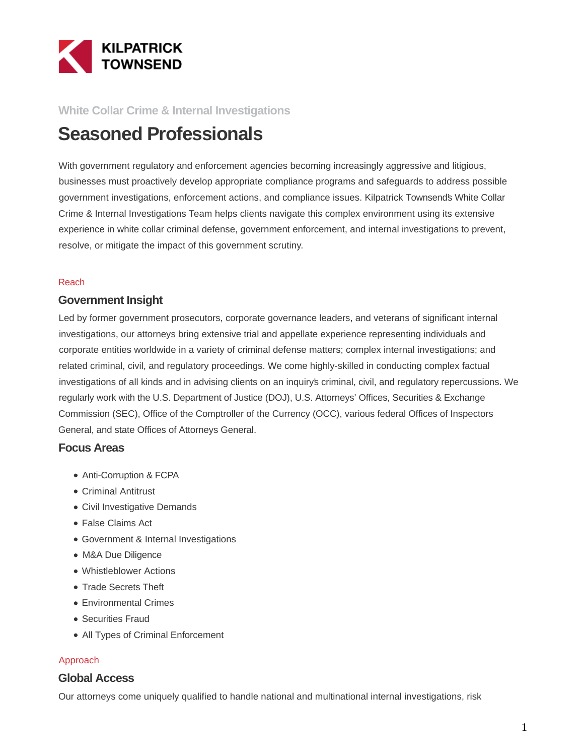KILPATRICK TOWNSEND

White Collar Crime & Internal Investigations

# Seasoned Professionals

With government regulatory and enforcement agencies becoming increasingly aggressive and litigious, businesses must proactively develop appropriate compliance programs and safeguards to address possible government investigations, enforcement actions, and compliance issues. Kilpatrick Townsend's White Collar Crime & Internal Investigations Team helps clients navigate this complex environment using its extensive experience in white collar criminal defense, government enforcement, and internal investigations to prevent, resolve, or mitigate the impact of this government scrutiny.

Reach

## Government Insight

Led by former government prosecutors, corporate governance leaders, and veterans of significant internal investigations, our attorneys bring extensive trial and appellate experience representing individuals and corporate entities worldwide in a variety of criminal defense matters; complex internal investigations; and related criminal, civil, and regulatory proceedings. We come highly-skilled in conducting complex factual investigations of all kinds and in advising clients on an inquiry's criminal, civil, and regulatory repercussions. We regularly work with the U.S. Department of Justice (DOJ), U.S. Attorneys' Offices, Securities & Exchange Commission (SEC), Office of the Comptroller of the Currency (OCC), various federal Offices of Inspectors General, and state Offices of Attorneys General.

## Focus Areas

- Anti-Corruption & FCPA
- Criminal Antitrust
- Civil Investigative Demands
- False Claims Act
- Government & Internal Investigations
- M&A Due Diligence
- Whistleblower Actions
- Trade Secrets Theft
- Environmental Crimes
- Securities Fraud
- All Types of Criminal Enforcement

Approach

## Global Access

Our attorneys come uniquely qualified to handle national and multinational internal investigations, risk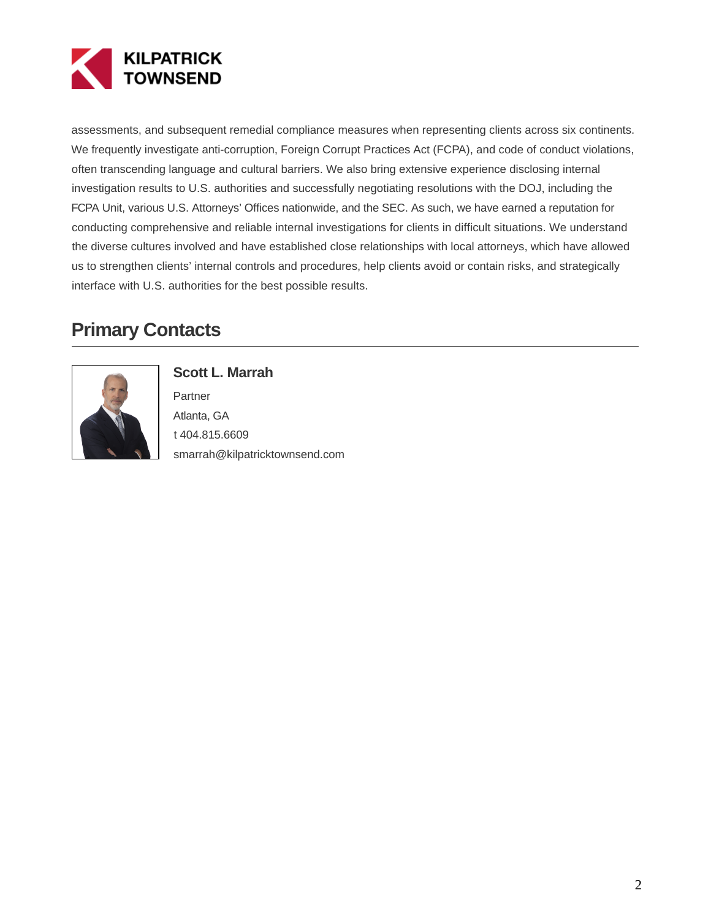assessments, and subsequent remedial compliance measures when representing clients across six continents. We frequently investigate anti-corruption, Foreign Corrupt Practices Act (FCPA), and code of conduct violations, often transcending language and cultural barriers. We also bring extensive experience disclosing internal investigation results to U.S. authorities and successfully negotiating resolutions with the DOJ, including the FCPA Unit, various U.S. Attorneys' Offices nationwide, and the SEC. As such, we have earned a reputation for conducting comprehensive and reliable internal investigations for clients in difficult situations. We understand the diverse cultures involved and have established close relationships with local attorneys, which have allowed us to strengthen clients' internal controls and procedures, help clients avoid or contain risks, and strategically interface with U.S. authorities for the best possible results.

## Primary Contacts

### Scott L. Marrah

Partner

Atlanta, GA

t 404.815.6609

smarrah@kilpatricktownsend.com